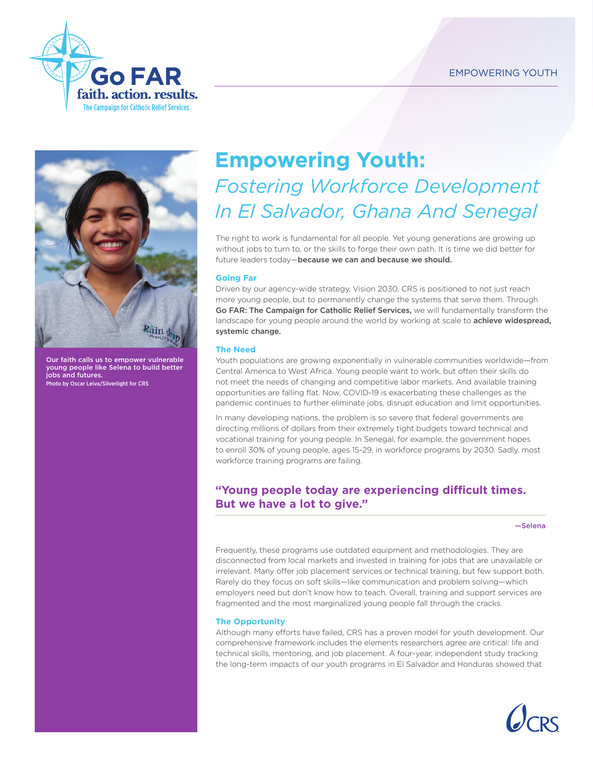# Empowering Youth: *Fostering Workforce Development In El Salvador, Ghana And Senegal*

The right to work is fundamental for all people. Yet young generations are growing up without jobs to turn to, or the skills to forge their own path. It is time we did better for future leaders today—**because we can and because we should.**

### Going Far

Driven by our agency-wide strategy, Vision 2030, CRS is positioned to not just reach more young people, but to permanently change the systems that serve them. Through **Go FAR: The Campaign for Catholic Relief Services,** we will fundamentally transform the landscape for young people around the world by working at scale to **achieve widespread, systemic change.**

### The Need

Youth populations are growing exponentially in vulnerable communities worldwide—from Central America to West Africa. Young people want to work, but often their skills do not meet the needs of changing and competitive labor markets. And available training opportunities are falling flat. Now, COVID-19 is exacerbating these challenges as the pandemic continues to further eliminate jobs, disrupt education and limit opportunities.

In many developing nations, the problem is so severe that federal governments are directing millions of dollars from their extremely tight budgets toward technical and vocational training for young people. In Senegal, for example, the government hopes to enroll 30% of young people, ages 15-29, in workforce programs by 2030. Sadly, most workforce training programs are failing.

> **"Young people today are experiencing difficult times. But we have a lot to give."**
>
> **—Selena**

Frequently, these programs use outdated equipment and methodologies. They are disconnected from local markets and invested in training for jobs that are unavailable or irrelevant. Many offer job placement services or technical training, but few support both. Rarely do they focus on soft skills—like communication and problem solving—which employers need but don't know how to teach. Overall, training and support services are fragmented and the most marginalized young people fall through the cracks.

### The Opportunity

Although many efforts have failed, CRS has a proven model for youth development. Our comprehensive framework includes the elements researchers agree are critical: life and technical skills, mentoring, and job placement. A four-year, independent study tracking the long-term impacts of our youth programs in El Salvador and Honduras showed that

**Our faith calls us to empower vulnerable young people like Selena to build better jobs and futures.**
Photo by Oscar Leiva/Silverlight for CRS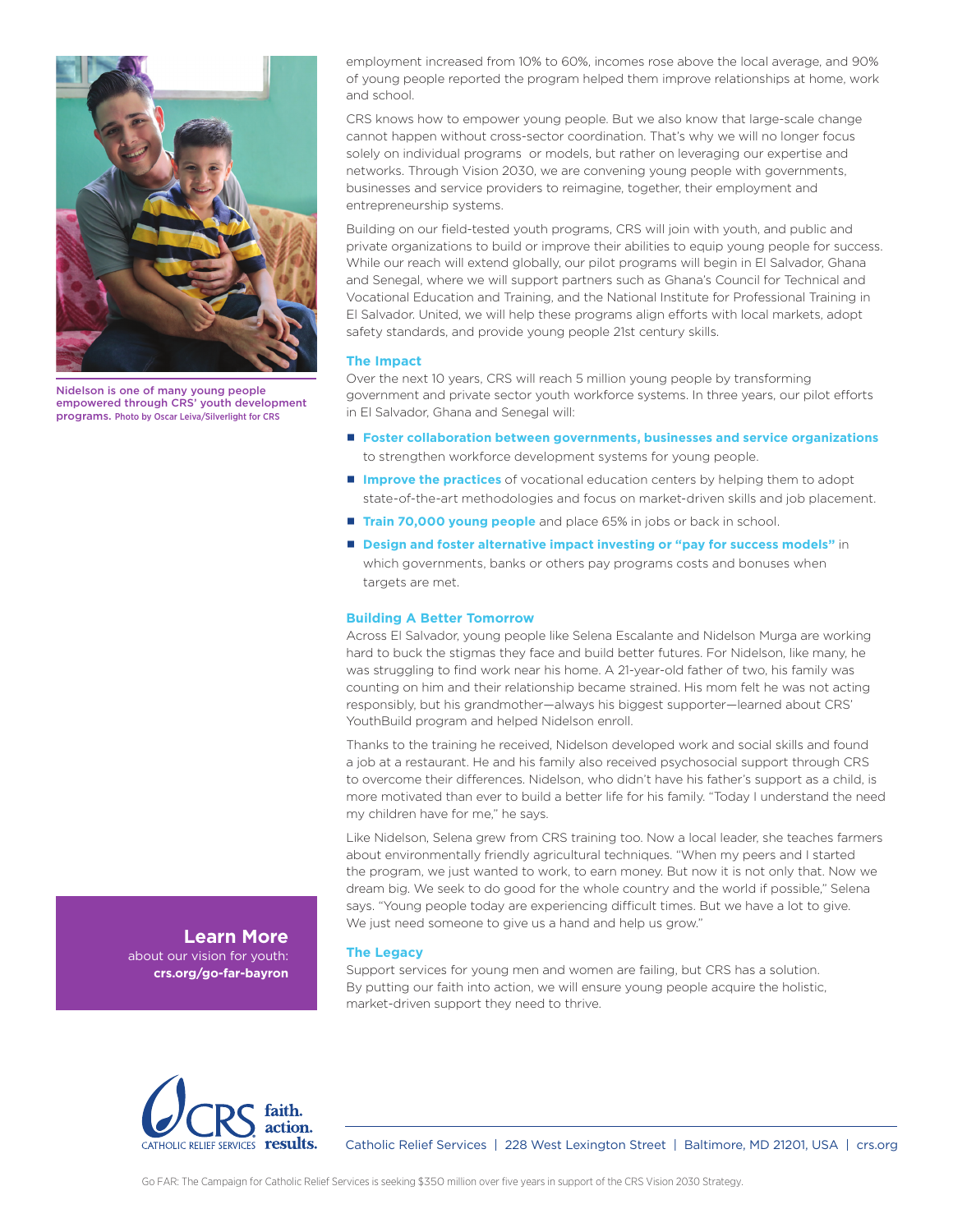employment increased from 10% to 60%, incomes rose above the local average, and 90% of young people reported the program helped them improve relationships at home, work and school.

CRS knows how to empower young people. But we also know that large-scale change cannot happen without cross-sector coordination. That's why we will no longer focus solely on individual programs or models, but rather on leveraging our expertise and networks. Through Vision 2030, we are convening young people with governments, businesses and service providers to reimagine, together, their employment and entrepreneurship systems.

Building on our field-tested youth programs, CRS will join with youth, and public and private organizations to build or improve their abilities to equip young people for success. While our reach will extend globally, our pilot programs will begin in El Salvador, Ghana and Senegal, where we will support partners such as Ghana's Council for Technical and Vocational Education and Training, and the National Institute for Professional Training in El Salvador. United, we will help these programs align efforts with local markets, adopt safety standards, and provide young people 21st century skills.

Nidelson is one of many young people empowered through CRS' youth development programs. Photo by Oscar Leiva/Silverlight for CRS

## The Impact

Over the next 10 years, CRS will reach 5 million young people by transforming government and private sector youth workforce systems. In three years, our pilot efforts in El Salvador, Ghana and Senegal will:

- **Foster collaboration between governments, businesses and service organizations** to strengthen workforce development systems for young people.
- **Improve the practices** of vocational education centers by helping them to adopt state-of-the-art methodologies and focus on market-driven skills and job placement.
- **Train 70,000 young people** and place 65% in jobs or back in school.
- **Design and foster alternative impact investing or "pay for success models"** in which governments, banks or others pay programs costs and bonuses when targets are met.

## Building A Better Tomorrow

Across El Salvador, young people like Selena Escalante and Nidelson Murga are working hard to buck the stigmas they face and build better futures. For Nidelson, like many, he was struggling to find work near his home. A 21-year-old father of two, his family was counting on him and their relationship became strained. His mom felt he was not acting responsibly, but his grandmother—always his biggest supporter—learned about CRS' YouthBuild program and helped Nidelson enroll.

Thanks to the training he received, Nidelson developed work and social skills and found a job at a restaurant. He and his family also received psychosocial support through CRS to overcome their differences. Nidelson, who didn't have his father's support as a child, is more motivated than ever to build a better life for his family. "Today I understand the need my children have for me," he says.

Like Nidelson, Selena grew from CRS training too. Now a local leader, she teaches farmers about environmentally friendly agricultural techniques. "When my peers and I started the program, we just wanted to work, to earn money. But now it is not only that. Now we dream big. We seek to do good for the whole country and the world if possible," Selena says. "Young people today are experiencing difficult times. But we have a lot to give. We just need someone to give us a hand and help us grow."

## The Legacy

Support services for young men and women are failing, but CRS has a solution. By putting our faith into action, we will ensure young people acquire the holistic, market-driven support they need to thrive.

**Learn More**
about our vision for youth:
**crs.org/go-far-bayron**

CRS CATHOLIC RELIEF SERVICES faith. action. results.

Catholic Relief Services | 228 West Lexington Street | Baltimore, MD 21201, USA | crs.org

Go FAR: The Campaign for Catholic Relief Services is seeking $350 million over five years in support of the CRS Vision 2030 Strategy.